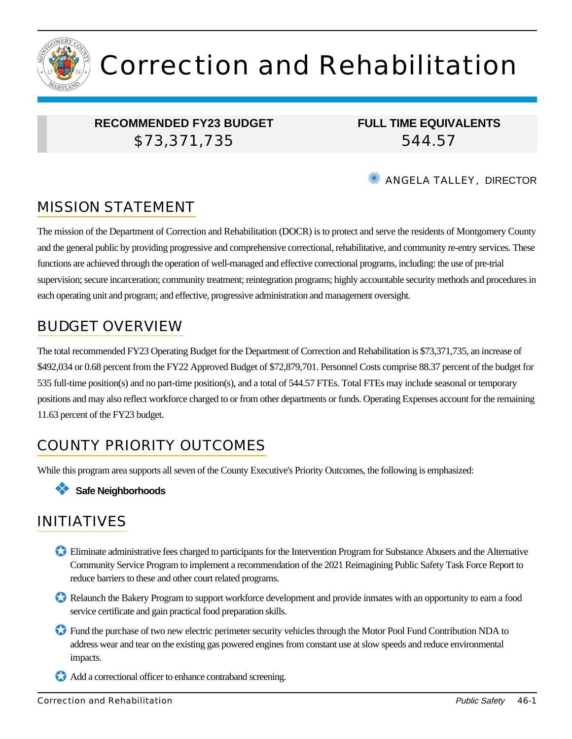# Correction and Rehabilitation

| RECOMMENDED FY23 BUDGET | FULL TIME EQUIVALENTS |
| --- | --- |
| $73,371,735 | 544.57 |

ANGELA TALLEY, DIRECTOR

## MISSION STATEMENT

The mission of the Department of Correction and Rehabilitation (DOCR) is to protect and serve the residents of Montgomery County and the general public by providing progressive and comprehensive correctional, rehabilitative, and community re-entry services. These functions are achieved through the operation of well-managed and effective correctional programs, including: the use of pre-trial supervision; secure incarceration; community treatment; reintegration programs; highly accountable security methods and procedures in each operating unit and program; and effective, progressive administration and management oversight.

## BUDGET OVERVIEW

The total recommended FY23 Operating Budget for the Department of Correction and Rehabilitation is $73,371,735, an increase of $492,034 or 0.68 percent from the FY22 Approved Budget of $72,879,701. Personnel Costs comprise 88.37 percent of the budget for 535 full-time position(s) and no part-time position(s), and a total of 544.57 FTEs. Total FTEs may include seasonal or temporary positions and may also reflect workforce charged to or from other departments or funds. Operating Expenses account for the remaining 11.63 percent of the FY23 budget.

## COUNTY PRIORITY OUTCOMES

While this program area supports all seven of the County Executive's Priority Outcomes, the following is emphasized:

- **Safe Neighborhoods**

## INITIATIVES

- Eliminate administrative fees charged to participants for the Intervention Program for Substance Abusers and the Alternative Community Service Program to implement a recommendation of the 2021 Reimagining Public Safety Task Force Report to reduce barriers to these and other court related programs.
- Relaunch the Bakery Program to support workforce development and provide inmates with an opportunity to earn a food service certificate and gain practical food preparation skills.
- Fund the purchase of two new electric perimeter security vehicles through the Motor Pool Fund Contribution NDA to address wear and tear on the existing gas powered engines from constant use at slow speeds and reduce environmental impacts.
- Add a correctional officer to enhance contraband screening.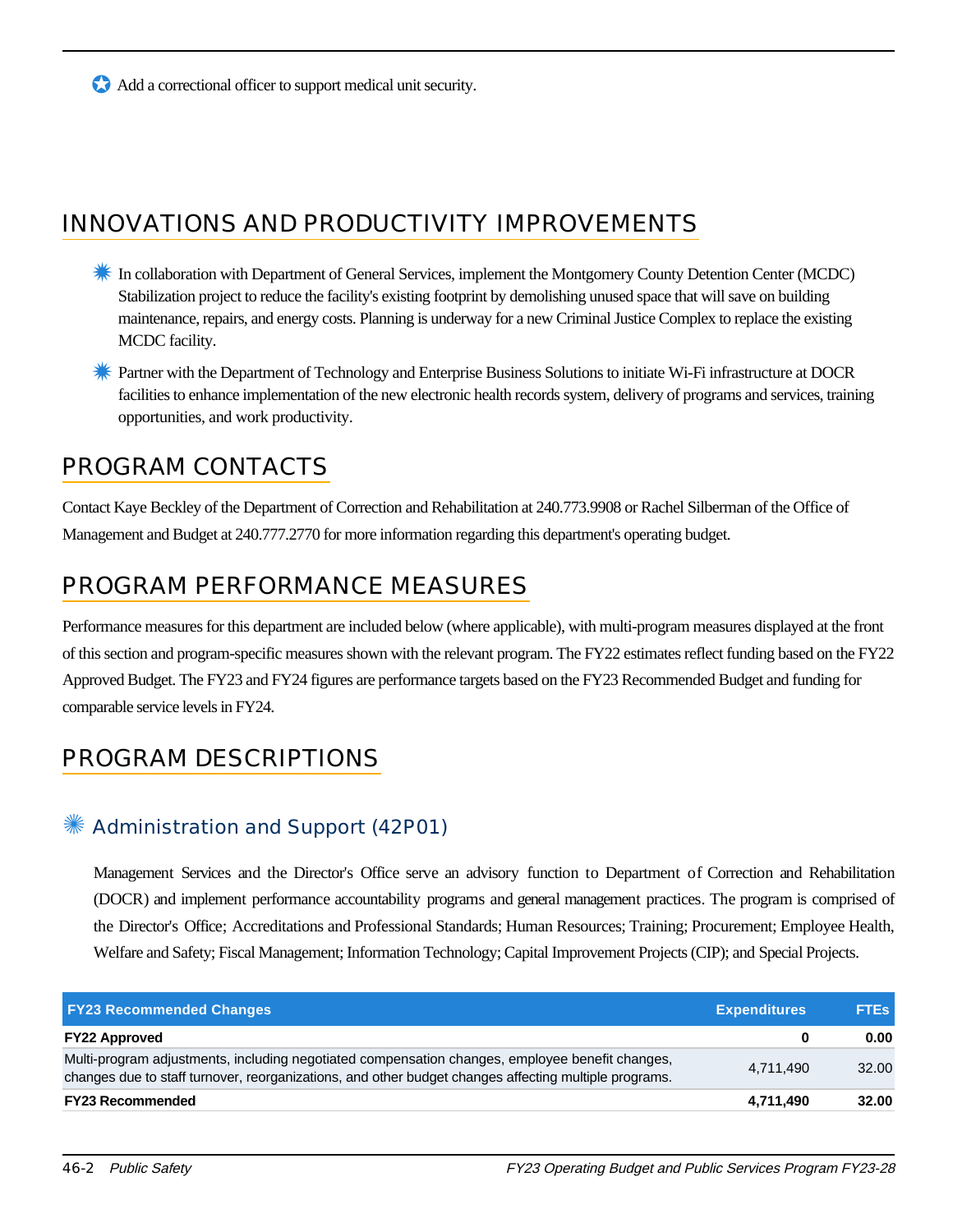- Add a correctional officer to support medical unit security.

## INNOVATIONS AND PRODUCTIVITY IMPROVEMENTS

- In collaboration with Department of General Services, implement the Montgomery County Detention Center (MCDC) Stabilization project to reduce the facility's existing footprint by demolishing unused space that will save on building maintenance, repairs, and energy costs. Planning is underway for a new Criminal Justice Complex to replace the existing MCDC facility.
- Partner with the Department of Technology and Enterprise Business Solutions to initiate Wi-Fi infrastructure at DOCR facilities to enhance implementation of the new electronic health records system, delivery of programs and services, training opportunities, and work productivity.

## PROGRAM CONTACTS

Contact Kaye Beckley of the Department of Correction and Rehabilitation at 240.773.9908 or Rachel Silberman of the Office of Management and Budget at 240.777.2770 for more information regarding this department's operating budget.

## PROGRAM PERFORMANCE MEASURES

Performance measures for this department are included below (where applicable), with multi-program measures displayed at the front of this section and program-specific measures shown with the relevant program. The FY22 estimates reflect funding based on the FY22 Approved Budget. The FY23 and FY24 figures are performance targets based on the FY23 Recommended Budget and funding for comparable service levels in FY24.

## PROGRAM DESCRIPTIONS

### Administration and Support (42P01)

Management Services and the Director's Office serve an advisory function to Department of Correction and Rehabilitation (DOCR) and implement performance accountability programs and general management practices. The program is comprised of the Director's Office; Accreditations and Professional Standards; Human Resources; Training; Procurement; Employee Health, Welfare and Safety; Fiscal Management; Information Technology; Capital Improvement Projects (CIP); and Special Projects.

| FY23 Recommended Changes | Expenditures | FTEs |
|---|---|---|
| **FY22 Approved** | **0** | **0.00** |
| Multi-program adjustments, including negotiated compensation changes, employee benefit changes, changes due to staff turnover, reorganizations, and other budget changes affecting multiple programs. | 4,711,490 | 32.00 |
| **FY23 Recommended** | **4,711,490** | **32.00** |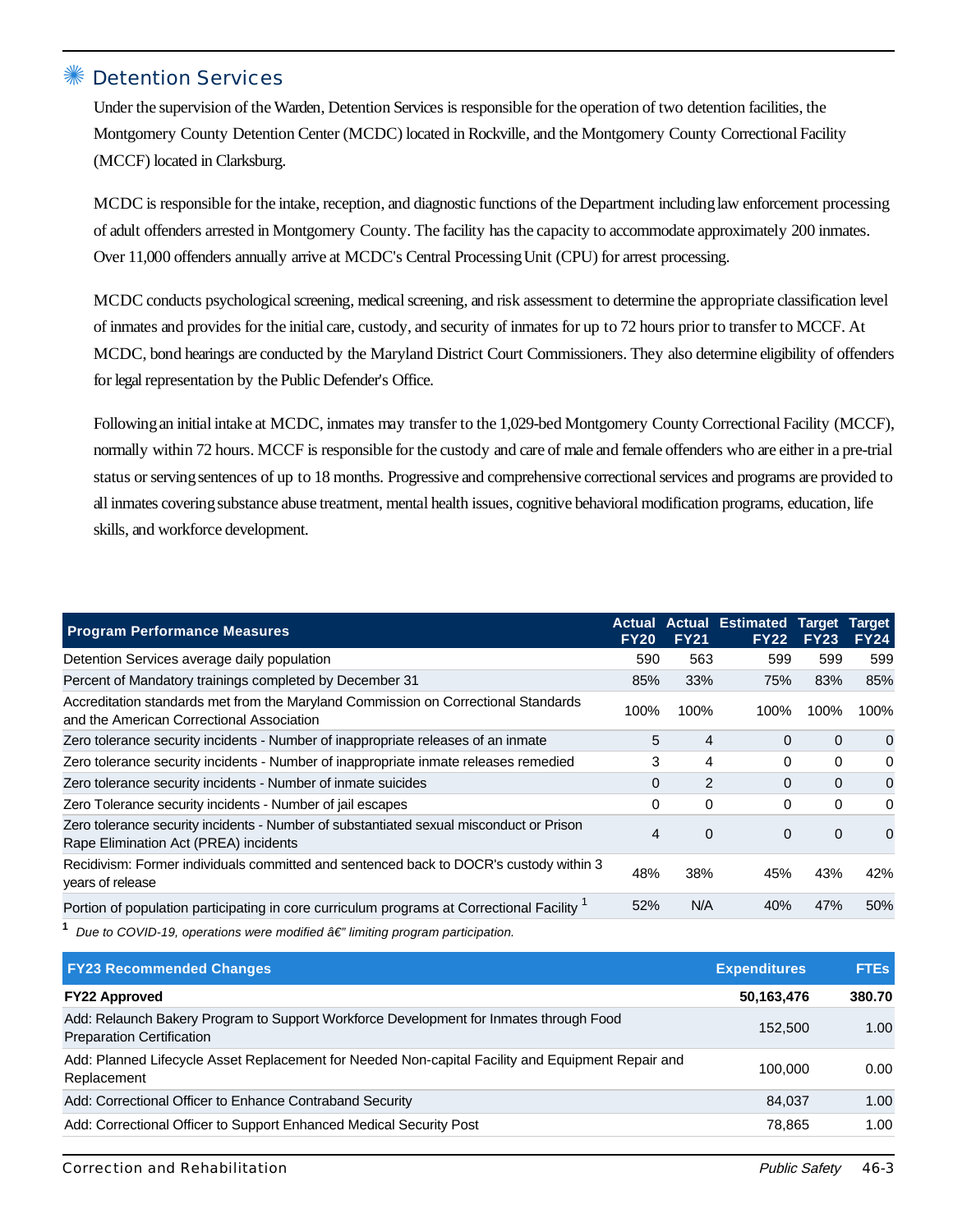## Detention Services

Under the supervision of the Warden, Detention Services is responsible for the operation of two detention facilities, the Montgomery County Detention Center (MCDC) located in Rockville, and the Montgomery County Correctional Facility (MCCF) located in Clarksburg.

MCDC is responsible for the intake, reception, and diagnostic functions of the Department including law enforcement processing of adult offenders arrested in Montgomery County. The facility has the capacity to accommodate approximately 200 inmates. Over 11,000 offenders annually arrive at MCDC's Central Processing Unit (CPU) for arrest processing.

MCDC conducts psychological screening, medical screening, and risk assessment to determine the appropriate classification level of inmates and provides for the initial care, custody, and security of inmates for up to 72 hours prior to transfer to MCCF. At MCDC, bond hearings are conducted by the Maryland District Court Commissioners. They also determine eligibility of offenders for legal representation by the Public Defender's Office.

Following an initial intake at MCDC, inmates may transfer to the 1,029-bed Montgomery County Correctional Facility (MCCF), normally within 72 hours. MCCF is responsible for the custody and care of male and female offenders who are either in a pre-trial status or serving sentences of up to 18 months. Progressive and comprehensive correctional services and programs are provided to all inmates covering substance abuse treatment, mental health issues, cognitive behavioral modification programs, education, life skills, and workforce development.

| Program Performance Measures | Actual FY20 | Actual FY21 | Estimated FY22 | Target FY23 | Target FY24 |
|---|---|---|---|---|---|
| Detention Services average daily population | 590 | 563 | 599 | 599 | 599 |
| Percent of Mandatory trainings completed by December 31 | 85% | 33% | 75% | 83% | 85% |
| Accreditation standards met from the Maryland Commission on Correctional Standards and the American Correctional Association | 100% | 100% | 100% | 100% | 100% |
| Zero tolerance security incidents - Number of inappropriate releases of an inmate | 5 | 4 | 0 | 0 | 0 |
| Zero tolerance security incidents - Number of inappropriate inmate releases remedied | 3 | 4 | 0 | 0 | 0 |
| Zero tolerance security incidents - Number of inmate suicides | 0 | 2 | 0 | 0 | 0 |
| Zero Tolerance security incidents - Number of jail escapes | 0 | 0 | 0 | 0 | 0 |
| Zero tolerance security incidents - Number of substantiated sexual misconduct or Prison Rape Elimination Act (PREA) incidents | 4 | 0 | 0 | 0 | 0 |
| Recidivism: Former individuals committed and sentenced back to DOCR's custody within 3 years of release | 48% | 38% | 45% | 43% | 42% |
| Portion of population participating in core curriculum programs at Correctional Facility [1] | 52% | N/A | 40% | 47% | 50% |

[1] *Due to COVID-19, operations were modified â€" limiting program participation.*

| FY23 Recommended Changes | Expenditures | FTEs |
|---|---|---|
| **FY22 Approved** | **50,163,476** | **380.70** |
| Add: Relaunch Bakery Program to Support Workforce Development for Inmates through Food Preparation Certification | 152,500 | 1.00 |
| Add: Planned Lifecycle Asset Replacement for Needed Non-capital Facility and Equipment Repair and Replacement | 100,000 | 0.00 |
| Add: Correctional Officer to Enhance Contraband Security | 84,037 | 1.00 |
| Add: Correctional Officer to Support Enhanced Medical Security Post | 78,865 | 1.00 |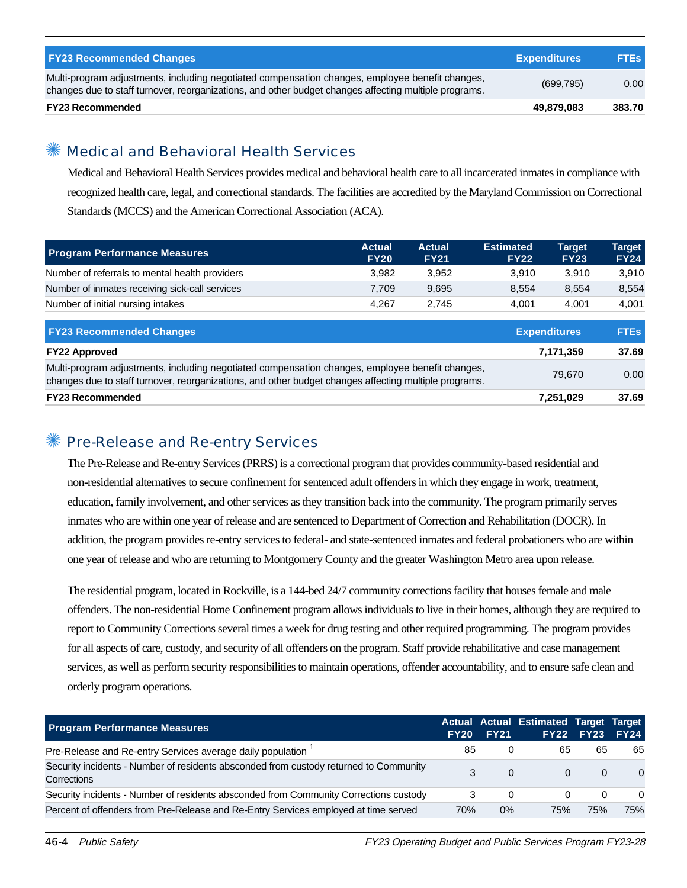| FY23 Recommended Changes | Expenditures | FTEs |
|---|---|---|
| Multi-program adjustments, including negotiated compensation changes, employee benefit changes, changes due to staff turnover, reorganizations, and other budget changes affecting multiple programs. | (699,795) | 0.00 |
| **FY23 Recommended** | **49,879,083** | **383.70** |

## Medical and Behavioral Health Services

Medical and Behavioral Health Services provides medical and behavioral health care to all incarcerated inmates in compliance with recognized health care, legal, and correctional standards. The facilities are accredited by the Maryland Commission on Correctional Standards (MCCS) and the American Correctional Association (ACA).

| Program Performance Measures | Actual FY20 | Actual FY21 | Estimated FY22 | Target FY23 | Target FY24 |
|---|---|---|---|---|---|
| Number of referrals to mental health providers | 3,982 | 3,952 | 3,910 | 3,910 | 3,910 |
| Number of inmates receiving sick-call services | 7,709 | 9,695 | 8,554 | 8,554 | 8,554 |
| Number of initial nursing intakes | 4,267 | 2,745 | 4,001 | 4,001 | 4,001 |

| FY23 Recommended Changes | Expenditures | FTEs |
|---|---|---|
| **FY22 Approved** | **7,171,359** | **37.69** |
| Multi-program adjustments, including negotiated compensation changes, employee benefit changes, changes due to staff turnover, reorganizations, and other budget changes affecting multiple programs. | 79,670 | 0.00 |
| **FY23 Recommended** | **7,251,029** | **37.69** |

## Pre-Release and Re-entry Services

The Pre-Release and Re-entry Services (PRRS) is a correctional program that provides community-based residential and non-residential alternatives to secure confinement for sentenced adult offenders in which they engage in work, treatment, education, family involvement, and other services as they transition back into the community. The program primarily serves inmates who are within one year of release and are sentenced to Department of Correction and Rehabilitation (DOCR). In addition, the program provides re-entry services to federal- and state-sentenced inmates and federal probationers who are within one year of release and who are returning to Montgomery County and the greater Washington Metro area upon release.

The residential program, located in Rockville, is a 144-bed 24/7 community corrections facility that houses female and male offenders. The non-residential Home Confinement program allows individuals to live in their homes, although they are required to report to Community Corrections several times a week for drug testing and other required programming. The program provides for all aspects of care, custody, and security of all offenders on the program. Staff provide rehabilitative and case management services, as well as perform security responsibilities to maintain operations, offender accountability, and to ensure safe clean and orderly program operations.

| Program Performance Measures | Actual FY20 | Actual FY21 | Estimated FY22 | Target FY23 | Target FY24 |
|---|---|---|---|---|---|
| Pre-Release and Re-entry Services average daily population [1] | 85 | 0 | 65 | 65 | 65 |
| Security incidents - Number of residents absconded from custody returned to Community Corrections | 3 | 0 | 0 | 0 | 0 |
| Security incidents - Number of residents absconded from Community Corrections custody | 3 | 0 | 0 | 0 | 0 |
| Percent of offenders from Pre-Release and Re-Entry Services employed at time served | 70% | 0% | 75% | 75% | 75% |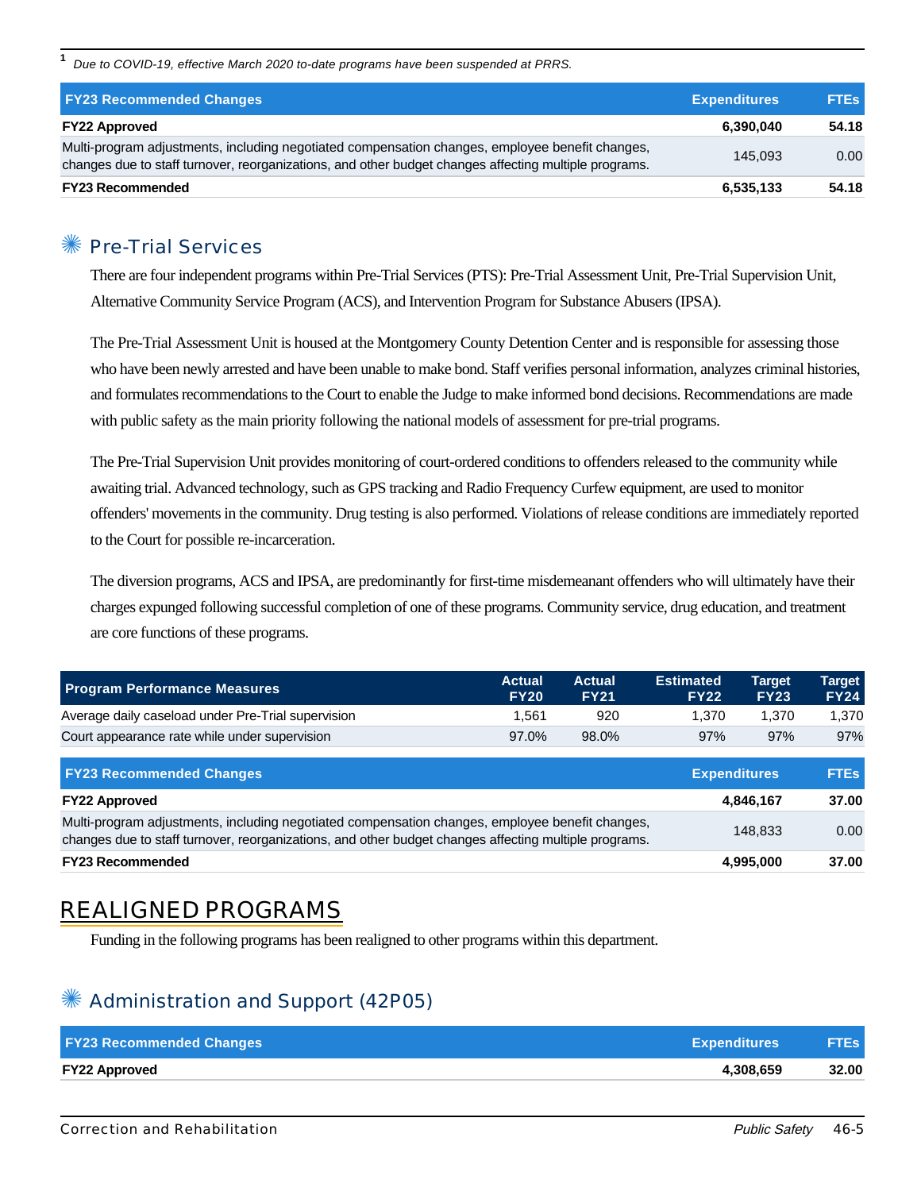[1] *Due to COVID-19, effective March 2020 to-date programs have been suspended at PRRS.*

| FY23 Recommended Changes | Expenditures | FTEs |
|---|---|---|
| **FY22 Approved** | **6,390,040** | **54.18** |
| Multi-program adjustments, including negotiated compensation changes, employee benefit changes, changes due to staff turnover, reorganizations, and other budget changes affecting multiple programs. | 145,093 | 0.00 |
| **FY23 Recommended** | **6,535,133** | **54.18** |

## Pre-Trial Services

There are four independent programs within Pre-Trial Services (PTS): Pre-Trial Assessment Unit, Pre-Trial Supervision Unit, Alternative Community Service Program (ACS), and Intervention Program for Substance Abusers (IPSA).

The Pre-Trial Assessment Unit is housed at the Montgomery County Detention Center and is responsible for assessing those who have been newly arrested and have been unable to make bond. Staff verifies personal information, analyzes criminal histories, and formulates recommendations to the Court to enable the Judge to make informed bond decisions. Recommendations are made with public safety as the main priority following the national models of assessment for pre-trial programs.

The Pre-Trial Supervision Unit provides monitoring of court-ordered conditions to offenders released to the community while awaiting trial. Advanced technology, such as GPS tracking and Radio Frequency Curfew equipment, are used to monitor offenders' movements in the community. Drug testing is also performed. Violations of release conditions are immediately reported to the Court for possible re-incarceration.

The diversion programs, ACS and IPSA, are predominantly for first-time misdemeanant offenders who will ultimately have their charges expunged following successful completion of one of these programs. Community service, drug education, and treatment are core functions of these programs.

| Program Performance Measures | Actual FY20 | Actual FY21 | Estimated FY22 | Target FY23 | Target FY24 |
|---|---|---|---|---|---|
| Average daily caseload under Pre-Trial supervision | 1,561 | 920 | 1,370 | 1,370 | 1,370 |
| Court appearance rate while under supervision | 97.0% | 98.0% | 97% | 97% | 97% |

| FY23 Recommended Changes | Expenditures | FTEs |
|---|---|---|
| **FY22 Approved** | **4,846,167** | **37.00** |
| Multi-program adjustments, including negotiated compensation changes, employee benefit changes, changes due to staff turnover, reorganizations, and other budget changes affecting multiple programs. | 148,833 | 0.00 |
| **FY23 Recommended** | **4,995,000** | **37.00** |

# REALIGNED PROGRAMS

Funding in the following programs has been realigned to other programs within this department.

## Administration and Support (42P05)

| FY23 Recommended Changes | Expenditures | FTEs |
|---|---|---|
| **FY22 Approved** | **4,308,659** | **32.00** |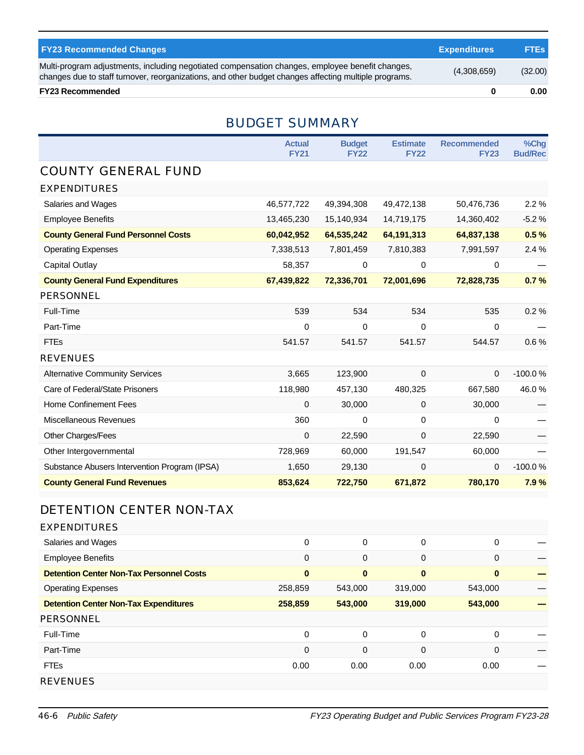| FY23 Recommended Changes | Expenditures | FTEs |
|---|---|---|
| Multi-program adjustments, including negotiated compensation changes, employee benefit changes, changes due to staff turnover, reorganizations, and other budget changes affecting multiple programs. | (4,308,659) | (32.00) |
| **FY23 Recommended** | **0** | **0.00** |

# BUDGET SUMMARY

| | Actual FY21 | Budget FY22 | Estimate FY22 | Recommended FY23 | %Chg Bud/Rec |
|---|---|---|---|---|---|
| **COUNTY GENERAL FUND** | | | | | |
| **EXPENDITURES** | | | | | |
| Salaries and Wages | 46,577,722 | 49,394,308 | 49,472,138 | 50,476,736 | 2.2 % |
| Employee Benefits | 13,465,230 | 15,140,934 | 14,719,175 | 14,360,402 | -5.2 % |
| **County General Fund Personnel Costs** | **60,042,952** | **64,535,242** | **64,191,313** | **64,837,138** | **0.5 %** |
| Operating Expenses | 7,338,513 | 7,801,459 | 7,810,383 | 7,991,597 | 2.4 % |
| Capital Outlay | 58,357 | 0 | 0 | 0 | — |
| **County General Fund Expenditures** | **67,439,822** | **72,336,701** | **72,001,696** | **72,828,735** | **0.7 %** |
| **PERSONNEL** | | | | | |
| Full-Time | 539 | 534 | 534 | 535 | 0.2 % |
| Part-Time | 0 | 0 | 0 | 0 | — |
| FTEs | 541.57 | 541.57 | 541.57 | 544.57 | 0.6 % |
| **REVENUES** | | | | | |
| Alternative Community Services | 3,665 | 123,900 | 0 | 0 | -100.0 % |
| Care of Federal/State Prisoners | 118,980 | 457,130 | 480,325 | 667,580 | 46.0 % |
| Home Confinement Fees | 0 | 30,000 | 0 | 30,000 | — |
| Miscellaneous Revenues | 360 | 0 | 0 | 0 | — |
| Other Charges/Fees | 0 | 22,590 | 0 | 22,590 | — |
| Other Intergovernmental | 728,969 | 60,000 | 191,547 | 60,000 | — |
| Substance Abusers Intervention Program (IPSA) | 1,650 | 29,130 | 0 | 0 | -100.0 % |
| **County General Fund Revenues** | **853,624** | **722,750** | **671,872** | **780,170** | **7.9 %** |
| **DETENTION CENTER NON-TAX** | | | | | |
| **EXPENDITURES** | | | | | |
| Salaries and Wages | 0 | 0 | 0 | 0 | — |
| Employee Benefits | 0 | 0 | 0 | 0 | — |
| **Detention Center Non-Tax Personnel Costs** | **0** | **0** | **0** | **0** | **—** |
| Operating Expenses | 258,859 | 543,000 | 319,000 | 543,000 | — |
| **Detention Center Non-Tax Expenditures** | **258,859** | **543,000** | **319,000** | **543,000** | **—** |
| **PERSONNEL** | | | | | |
| Full-Time | 0 | 0 | 0 | 0 | — |
| Part-Time | 0 | 0 | 0 | 0 | — |
| FTEs | 0.00 | 0.00 | 0.00 | 0.00 | — |
| **REVENUES** | | | | | |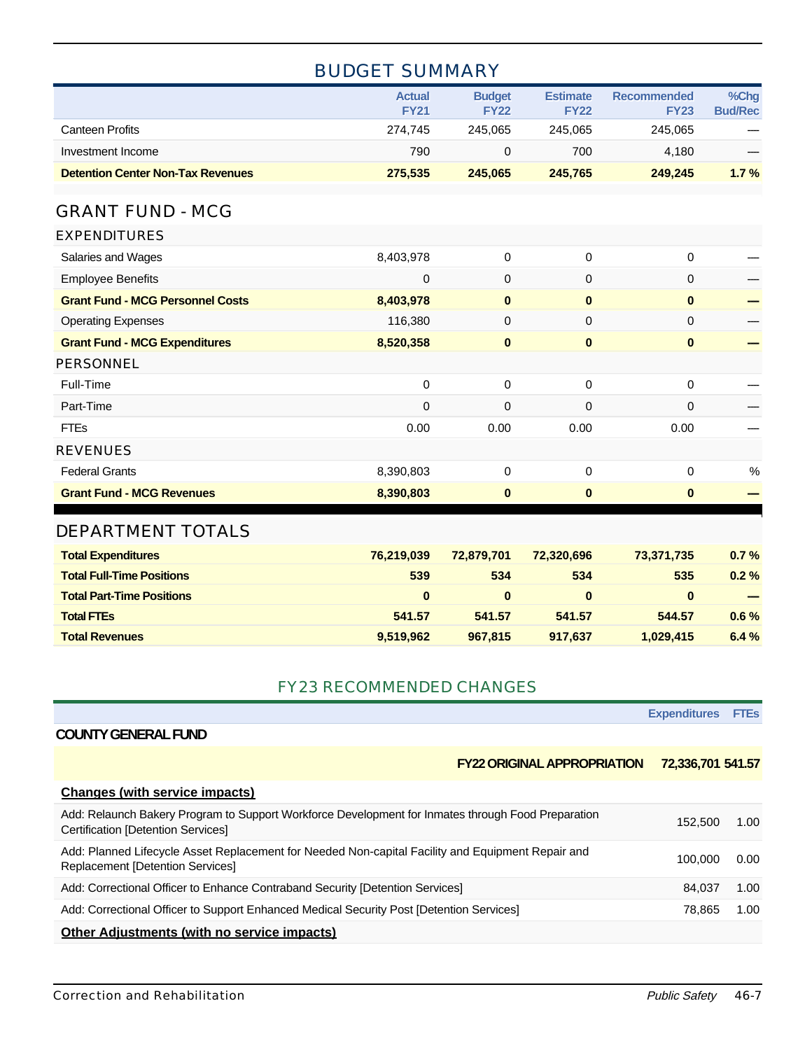## BUDGET SUMMARY

| | Actual FY21 | Budget FY22 | Estimate FY22 | Recommended FY23 | %Chg Bud/Rec |
|---|---|---|---|---|---|
| Canteen Profits | 274,745 | 245,065 | 245,065 | 245,065 | — |
| Investment Income | 790 | 0 | 700 | 4,180 | — |
| **Detention Center Non-Tax Revenues** | **275,535** | **245,065** | **245,765** | **249,245** | **1.7 %** |

## GRANT FUND - MCG

| | Actual FY21 | Budget FY22 | Estimate FY22 | Recommended FY23 | %Chg Bud/Rec |
|---|---|---|---|---|---|
| **EXPENDITURES** | | | | | |
| Salaries and Wages | 8,403,978 | 0 | 0 | 0 | — |
| Employee Benefits | 0 | 0 | 0 | 0 | — |
| **Grant Fund - MCG Personnel Costs** | **8,403,978** | **0** | **0** | **0** | **—** |
| Operating Expenses | 116,380 | 0 | 0 | 0 | — |
| **Grant Fund - MCG Expenditures** | **8,520,358** | **0** | **0** | **0** | **—** |
| **PERSONNEL** | | | | | |
| Full-Time | 0 | 0 | 0 | 0 | — |
| Part-Time | 0 | 0 | 0 | 0 | — |
| FTEs | 0.00 | 0.00 | 0.00 | 0.00 | — |
| **REVENUES** | | | | | |
| Federal Grants | 8,390,803 | 0 | 0 | 0 | % |
| **Grant Fund - MCG Revenues** | **8,390,803** | **0** | **0** | **0** | **—** |

## DEPARTMENT TOTALS

| | Actual FY21 | Budget FY22 | Estimate FY22 | Recommended FY23 | %Chg Bud/Rec |
|---|---|---|---|---|---|
| **Total Expenditures** | **76,219,039** | **72,879,701** | **72,320,696** | **73,371,735** | **0.7 %** |
| **Total Full-Time Positions** | **539** | **534** | **534** | **535** | **0.2 %** |
| **Total Part-Time Positions** | **0** | **0** | **0** | **0** | **—** |
| **Total FTEs** | **541.57** | **541.57** | **541.57** | **544.57** | **0.6 %** |
| **Total Revenues** | **9,519,962** | **967,815** | **917,637** | **1,029,415** | **6.4 %** |

## FY23 RECOMMENDED CHANGES

| | Expenditures | FTEs |
|---|---|---|
| **COUNTY GENERAL FUND** | | |
| **FY22 ORIGINAL APPROPRIATION** | **72,336,701** | **541.57** |
| **Changes (with service impacts)** | | |
| Add: Relaunch Bakery Program to Support Workforce Development for Inmates through Food Preparation Certification [Detention Services] | 152,500 | 1.00 |
| Add: Planned Lifecycle Asset Replacement for Needed Non-capital Facility and Equipment Repair and Replacement [Detention Services] | 100,000 | 0.00 |
| Add: Correctional Officer to Enhance Contraband Security [Detention Services] | 84,037 | 1.00 |
| Add: Correctional Officer to Support Enhanced Medical Security Post [Detention Services] | 78,865 | 1.00 |
| **Other Adjustments (with no service impacts)** | | |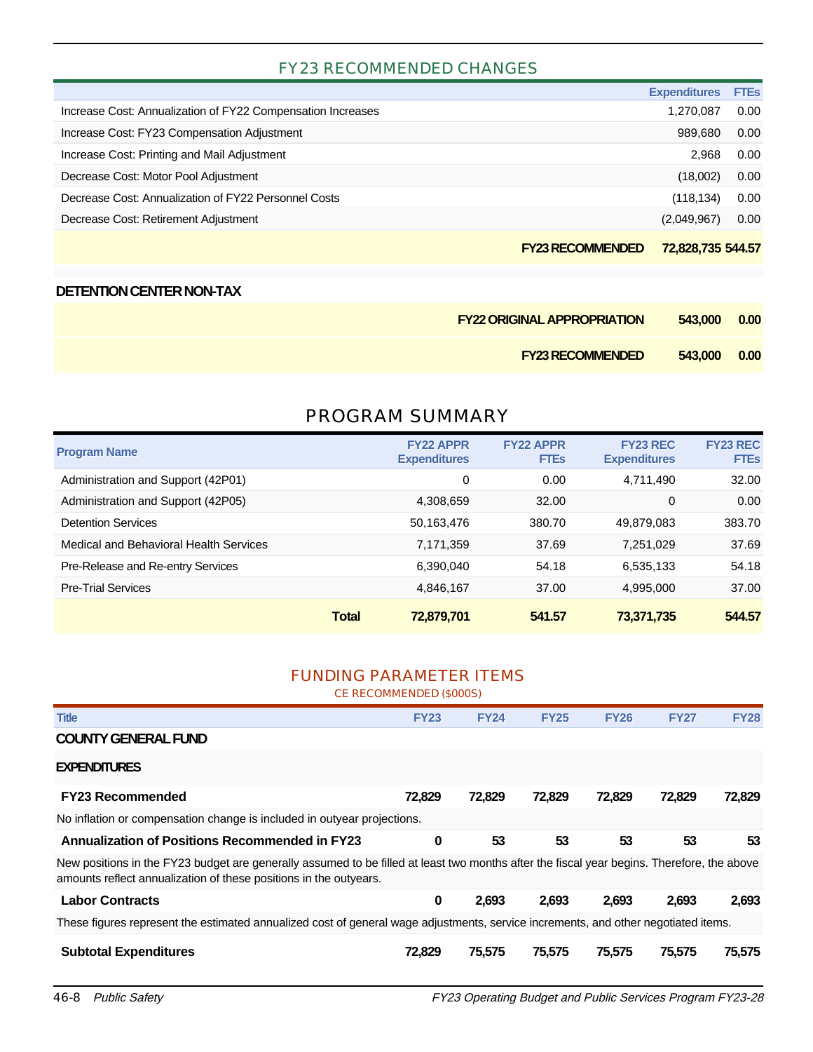## FY23 RECOMMENDED CHANGES

| | Expenditures | FTEs |
|---|---|---|
| Increase Cost: Annualization of FY22 Compensation Increases | 1,270,087 | 0.00 |
| Increase Cost: FY23 Compensation Adjustment | 989,680 | 0.00 |
| Increase Cost: Printing and Mail Adjustment | 2,968 | 0.00 |
| Decrease Cost: Motor Pool Adjustment | (18,002) | 0.00 |
| Decrease Cost: Annualization of FY22 Personnel Costs | (118,134) | 0.00 |
| Decrease Cost: Retirement Adjustment | (2,049,967) | 0.00 |
| **FY23 RECOMMENDED** | **72,828,735** | **544.57** |

**DETENTION CENTER NON-TAX**

| | | |
|---|---|---|
| **FY22 ORIGINAL APPROPRIATION** | **543,000** | **0.00** |
| **FY23 RECOMMENDED** | **543,000** | **0.00** |

## PROGRAM SUMMARY

| Program Name | FY22 APPR Expenditures | FY22 APPR FTEs | FY23 REC Expenditures | FY23 REC FTEs |
|---|---|---|---|---|
| Administration and Support (42P01) | 0 | 0.00 | 4,711,490 | 32.00 |
| Administration and Support (42P05) | 4,308,659 | 32.00 | 0 | 0.00 |
| Detention Services | 50,163,476 | 380.70 | 49,879,083 | 383.70 |
| Medical and Behavioral Health Services | 7,171,359 | 37.69 | 7,251,029 | 37.69 |
| Pre-Release and Re-entry Services | 6,390,040 | 54.18 | 6,535,133 | 54.18 |
| Pre-Trial Services | 4,846,167 | 37.00 | 4,995,000 | 37.00 |
| **Total** | **72,879,701** | **541.57** | **73,371,735** | **544.57** |

## FUNDING PARAMETER ITEMS

CE RECOMMENDED ($000S)

| Title | FY23 | FY24 | FY25 | FY26 | FY27 | FY28 |
|---|---|---|---|---|---|---|
| **COUNTY GENERAL FUND** | | | | | | |
| **EXPENDITURES** | | | | | | |
| **FY23 Recommended** | **72,829** | **72,829** | **72,829** | **72,829** | **72,829** | **72,829** |
| No inflation or compensation change is included in outyear projections. | | | | | | |
| **Annualization of Positions Recommended in FY23** | **0** | **53** | **53** | **53** | **53** | **53** |
| New positions in the FY23 budget are generally assumed to be filled at least two months after the fiscal year begins. Therefore, the above amounts reflect annualization of these positions in the outyears. | | | | | | |
| **Labor Contracts** | **0** | **2,693** | **2,693** | **2,693** | **2,693** | **2,693** |
| These figures represent the estimated annualized cost of general wage adjustments, service increments, and other negotiated items. | | | | | | |
| **Subtotal Expenditures** | **72,829** | **75,575** | **75,575** | **75,575** | **75,575** | **75,575** |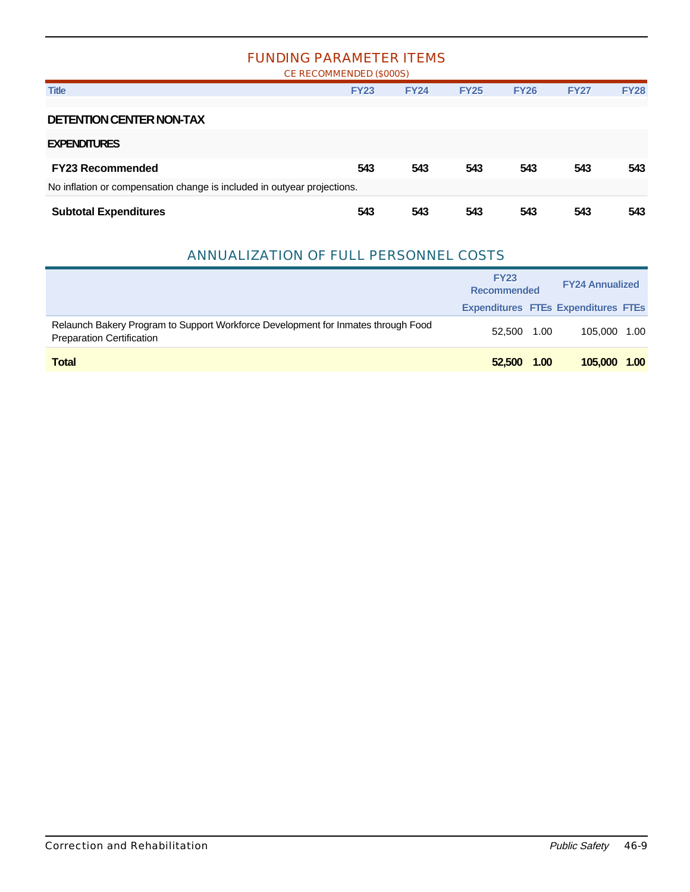## FUNDING PARAMETER ITEMS

CE RECOMMENDED ($000S)

| Title | FY23 | FY24 | FY25 | FY26 | FY27 | FY28 |
|---|---|---|---|---|---|---|
| **DETENTION CENTER NON-TAX** | | | | | | |
| **EXPENDITURES** | | | | | | |
| **FY23 Recommended** | **543** | **543** | **543** | **543** | **543** | **543** |
| No inflation or compensation change is included in outyear projections. | | | | | | |
| **Subtotal Expenditures** | **543** | **543** | **543** | **543** | **543** | **543** |

## ANNUALIZATION OF FULL PERSONNEL COSTS

| | FY23 Recommended | | FY24 Annualized | |
|---|---|---|---|---|
| | Expenditures | FTEs | Expenditures | FTEs |
| Relaunch Bakery Program to Support Workforce Development for Inmates through Food Preparation Certification | 52,500 | 1.00 | 105,000 | 1.00 |
| **Total** | **52,500** | **1.00** | **105,000** | **1.00** |